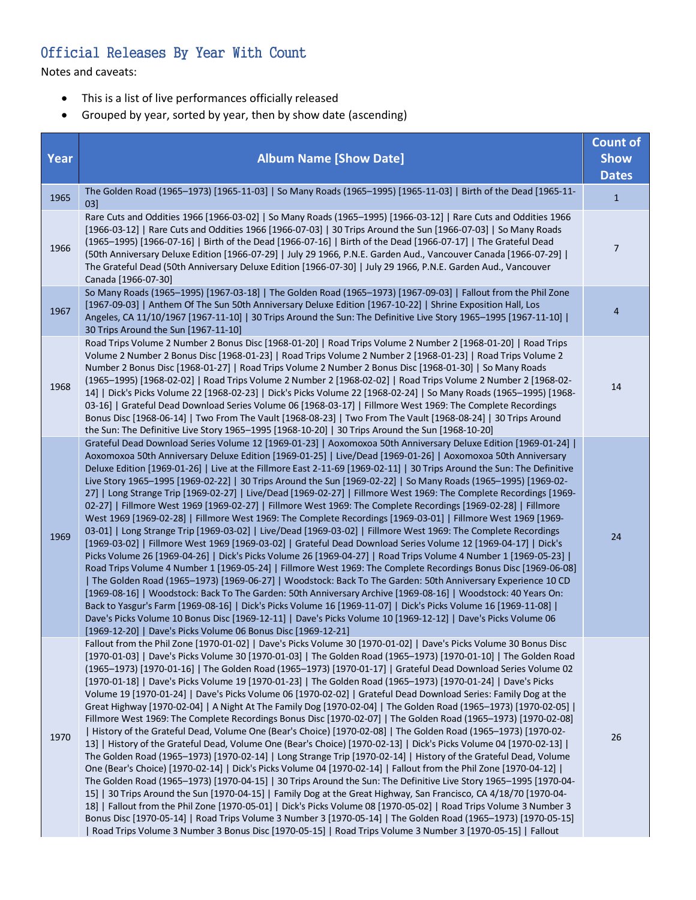## Official Releases By Year With Count

Notes and caveats:

- This is a list of live performances officially released
- Grouped by year, sorted by year, then by show date (ascending)

| Year | Album Name [Show Date] | Count of Show Dates |
|---|---|---|
| 1965 | The Golden Road (1965–1973) [1965-11-03] \| So Many Roads (1965–1995) [1965-11-03] \| Birth of the Dead [1965-11-03] | 1 |
| 1966 | Rare Cuts and Oddities 1966 [1966-03-02] \| So Many Roads (1965–1995) [1966-03-12] \| Rare Cuts and Oddities 1966 [1966-03-12] \| Rare Cuts and Oddities 1966 [1966-07-03] \| 30 Trips Around the Sun [1966-07-03] \| So Many Roads (1965–1995) [1966-07-16] \| Birth of the Dead [1966-07-16] \| Birth of the Dead [1966-07-17] \| The Grateful Dead (50th Anniversary Deluxe Edition [1966-07-29] \| July 29 1966, P.N.E. Garden Aud., Vancouver Canada [1966-07-29] \| The Grateful Dead (50th Anniversary Deluxe Edition [1966-07-30] \| July 29 1966, P.N.E. Garden Aud., Vancouver Canada [1966-07-30] | 7 |
| 1967 | So Many Roads (1965–1995) [1967-03-18] \| The Golden Road (1965–1973) [1967-09-03] \| Fallout from the Phil Zone [1967-09-03] \| Anthem Of The Sun 50th Anniversary Deluxe Edition [1967-10-22] \| Shrine Exposition Hall, Los Angeles, CA 11/10/1967 [1967-11-10] \| 30 Trips Around the Sun: The Definitive Live Story 1965–1995 [1967-11-10] \| 30 Trips Around the Sun [1967-11-10] | 4 |
| 1968 | Road Trips Volume 2 Number 2 Bonus Disc [1968-01-20] \| Road Trips Volume 2 Number 2 [1968-01-20] \| Road Trips Volume 2 Number 2 Bonus Disc [1968-01-23] \| Road Trips Volume 2 Number 2 [1968-01-23] \| Road Trips Volume 2 Number 2 Bonus Disc [1968-01-27] \| Road Trips Volume 2 Number 2 Bonus Disc [1968-01-30] \| So Many Roads (1965–1995) [1968-02-02] \| Road Trips Volume 2 Number 2 [1968-02-02] \| Road Trips Volume 2 Number 2 [1968-02-14] \| Dick's Picks Volume 22 [1968-02-23] \| Dick's Picks Volume 22 [1968-02-24] \| So Many Roads (1965–1995) [1968-03-16] \| Grateful Dead Download Series Volume 06 [1968-03-17] \| Fillmore West 1969: The Complete Recordings Bonus Disc [1968-06-14] \| Two From The Vault [1968-08-23] \| Two From The Vault [1968-08-24] \| 30 Trips Around the Sun: The Definitive Live Story 1965–1995 [1968-10-20] \| 30 Trips Around the Sun [1968-10-20] | 14 |
| 1969 | Grateful Dead Download Series Volume 12 [1969-01-23] \| Aoxomoxoa 50th Anniversary Deluxe Edition [1969-01-24] \| Aoxomoxoa 50th Anniversary Deluxe Edition [1969-01-25] \| Live/Dead [1969-01-26] \| Aoxomoxoa 50th Anniversary Deluxe Edition [1969-01-26] \| Live at the Fillmore East 2-11-69 [1969-02-11] \| 30 Trips Around the Sun: The Definitive Live Story 1965–1995 [1969-02-22] \| 30 Trips Around the Sun [1969-02-22] \| So Many Roads (1965–1995) [1969-02-27] \| Long Strange Trip [1969-02-27] \| Live/Dead [1969-02-27] \| Fillmore West 1969: The Complete Recordings [1969-02-27] \| Fillmore West 1969 [1969-02-27] \| Fillmore West 1969: The Complete Recordings [1969-02-28] \| Fillmore West 1969 [1969-02-28] \| Fillmore West 1969: The Complete Recordings [1969-03-01] \| Fillmore West 1969 [1969-03-01] \| Long Strange Trip [1969-03-02] \| Live/Dead [1969-03-02] \| Fillmore West 1969: The Complete Recordings [1969-03-02] \| Fillmore West 1969 [1969-03-02] \| Grateful Dead Download Series Volume 12 [1969-04-17] \| Dick's Picks Volume 26 [1969-04-26] \| Dick's Picks Volume 26 [1969-04-27] \| Road Trips Volume 4 Number 1 [1969-05-23] \| Road Trips Volume 4 Number 1 [1969-05-24] \| Fillmore West 1969: The Complete Recordings Bonus Disc [1969-06-08] \| The Golden Road (1965–1973) [1969-06-27] \| Woodstock: Back To The Garden: 50th Anniversary Experience 10 CD [1969-08-16] \| Woodstock: Back To The Garden: 50th Anniversary Archive [1969-08-16] \| Woodstock: 40 Years On: Back to Yasgur's Farm [1969-08-16] \| Dick's Picks Volume 16 [1969-11-07] \| Dick's Picks Volume 16 [1969-11-08] \| Dave's Picks Volume 10 Bonus Disc [1969-12-11] \| Dave's Picks Volume 10 [1969-12-12] \| Dave's Picks Volume 06 [1969-12-20] \| Dave's Picks Volume 06 Bonus Disc [1969-12-21] | 24 |
| 1970 | Fallout from the Phil Zone [1970-01-02] \| Dave's Picks Volume 30 [1970-01-02] \| Dave's Picks Volume 30 Bonus Disc [1970-01-03] \| Dave's Picks Volume 30 [1970-01-03] \| The Golden Road (1965–1973) [1970-01-10] \| The Golden Road (1965–1973) [1970-01-16] \| The Golden Road (1965–1973) [1970-01-17] \| Grateful Dead Download Series Volume 02 [1970-01-18] \| Dave's Picks Volume 19 [1970-01-23] \| The Golden Road (1965–1973) [1970-01-24] \| Dave's Picks Volume 19 [1970-01-24] \| Dave's Picks Volume 06 [1970-02-02] \| Grateful Dead Download Series: Family Dog at the Great Highway [1970-02-04] \| A Night At The Family Dog [1970-02-04] \| The Golden Road (1965–1973) [1970-02-05] \| Fillmore West 1969: The Complete Recordings Bonus Disc [1970-02-07] \| The Golden Road (1965–1973) [1970-02-08] \| History of the Grateful Dead, Volume One (Bear's Choice) [1970-02-08] \| The Golden Road (1965–1973) [1970-02-13] \| History of the Grateful Dead, Volume One (Bear's Choice) [1970-02-13] \| Dick's Picks Volume 04 [1970-02-13] \| The Golden Road (1965–1973) [1970-02-14] \| Long Strange Trip [1970-02-14] \| History of the Grateful Dead, Volume One (Bear's Choice) [1970-02-14] \| Dick's Picks Volume 04 [1970-02-14] \| Fallout from the Phil Zone [1970-04-12] \| The Golden Road (1965–1973) [1970-04-15] \| 30 Trips Around the Sun: The Definitive Live Story 1965–1995 [1970-04-15] \| 30 Trips Around the Sun [1970-04-15] \| Family Dog at the Great Highway, San Francisco, CA 4/18/70 [1970-04-18] \| Fallout from the Phil Zone [1970-05-01] \| Dick's Picks Volume 08 [1970-05-02] \| Road Trips Volume 3 Number 3 Bonus Disc [1970-05-14] \| Road Trips Volume 3 Number 3 [1970-05-14] \| The Golden Road (1965–1973) [1970-05-15] \| Road Trips Volume 3 Number 3 Bonus Disc [1970-05-15] \| Road Trips Volume 3 Number 3 [1970-05-15] \| Fallout | 26 |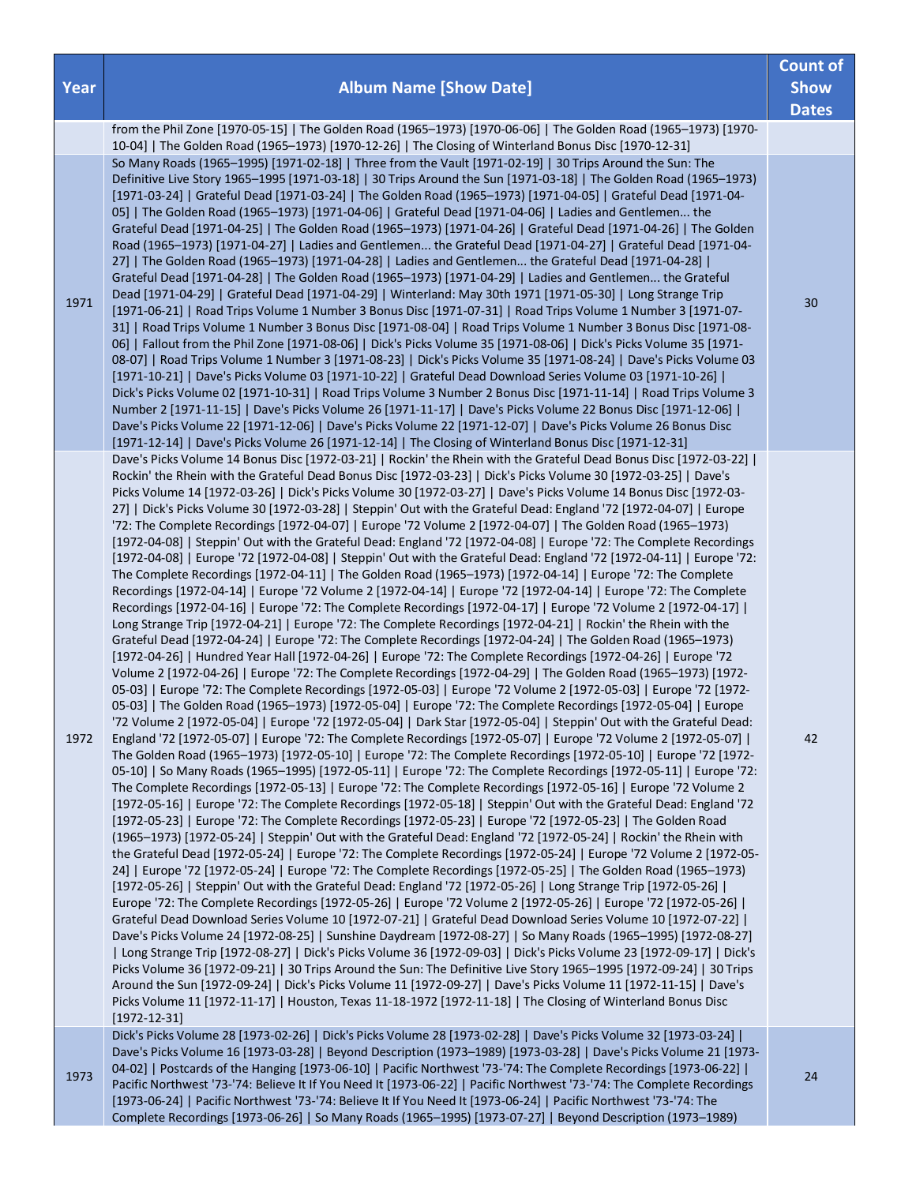| Year | Album Name [Show Date] | Count of Show Dates |
|---|---|---|
| | from the Phil Zone [1970-05-15] \| The Golden Road (1965–1973) [1970-06-06] \| The Golden Road (1965–1973) [1970-10-04] \| The Golden Road (1965–1973) [1970-12-26] \| The Closing of Winterland Bonus Disc [1970-12-31] | |
| 1971 | So Many Roads (1965–1995) [1971-02-18] \| Three from the Vault [1971-02-19] \| 30 Trips Around the Sun: The Definitive Live Story 1965–1995 [1971-03-18] \| 30 Trips Around the Sun [1971-03-18] \| The Golden Road (1965–1973) [1971-03-24] \| Grateful Dead [1971-03-24] \| The Golden Road (1965–1973) [1971-04-05] \| Grateful Dead [1971-04-05] \| The Golden Road (1965–1973) [1971-04-06] \| Grateful Dead [1971-04-06] \| Ladies and Gentlemen... the Grateful Dead [1971-04-25] \| The Golden Road (1965–1973) [1971-04-26] \| Grateful Dead [1971-04-26] \| The Golden Road (1965–1973) [1971-04-27] \| Ladies and Gentlemen... the Grateful Dead [1971-04-27] \| Grateful Dead [1971-04-27] \| The Golden Road (1965–1973) [1971-04-28] \| Ladies and Gentlemen... the Grateful Dead [1971-04-28] \| Grateful Dead [1971-04-28] \| The Golden Road (1965–1973) [1971-04-29] \| Ladies and Gentlemen... the Grateful Dead [1971-04-29] \| Grateful Dead [1971-04-29] \| Winterland: May 30th 1971 [1971-05-30] \| Long Strange Trip [1971-06-21] \| Road Trips Volume 1 Number 3 Bonus Disc [1971-07-31] \| Road Trips Volume 1 Number 3 [1971-07-31] \| Road Trips Volume 1 Number 3 Bonus Disc [1971-08-04] \| Road Trips Volume 1 Number 3 Bonus Disc [1971-08-06] \| Fallout from the Phil Zone [1971-08-06] \| Dick's Picks Volume 35 [1971-08-06] \| Dick's Picks Volume 35 [1971-08-07] \| Road Trips Volume 1 Number 3 [1971-08-23] \| Dick's Picks Volume 35 [1971-08-24] \| Dave's Picks Volume 03 [1971-10-21] \| Dave's Picks Volume 03 [1971-10-22] \| Grateful Dead Download Series Volume 03 [1971-10-26] \| Dick's Picks Volume 02 [1971-10-31] \| Road Trips Volume 3 Number 2 Bonus Disc [1971-11-14] \| Road Trips Volume 3 Number 2 [1971-11-15] \| Dave's Picks Volume 26 [1971-11-17] \| Dave's Picks Volume 22 Bonus Disc [1971-12-06] \| Dave's Picks Volume 22 [1971-12-06] \| Dave's Picks Volume 22 [1971-12-07] \| Dave's Picks Volume 26 Bonus Disc [1971-12-14] \| Dave's Picks Volume 26 [1971-12-14] \| The Closing of Winterland Bonus Disc [1971-12-31] | 30 |
| 1972 | Dave's Picks Volume 14 Bonus Disc [1972-03-21] \| Rockin' the Rhein with the Grateful Dead Bonus Disc [1972-03-22] \| Rockin' the Rhein with the Grateful Dead Bonus Disc [1972-03-23] \| Dick's Picks Volume 30 [1972-03-25] \| Dave's Picks Volume 14 [1972-03-26] \| Dick's Picks Volume 30 [1972-03-27] \| Dave's Picks Volume 14 Bonus Disc [1972-03-27] \| Dick's Picks Volume 30 [1972-03-28] \| Steppin' Out with the Grateful Dead: England '72 [1972-04-07] \| Europe '72: The Complete Recordings [1972-04-07] \| Europe '72 Volume 2 [1972-04-07] \| The Golden Road (1965–1973) [1972-04-08] \| Steppin' Out with the Grateful Dead: England '72 [1972-04-08] \| Europe '72: The Complete Recordings [1972-04-08] \| Europe '72 [1972-04-08] \| Steppin' Out with the Grateful Dead: England '72 [1972-04-11] \| Europe '72: The Complete Recordings [1972-04-11] \| The Golden Road (1965–1973) [1972-04-14] \| Europe '72: The Complete Recordings [1972-04-14] \| Europe '72 Volume 2 [1972-04-14] \| Europe '72 [1972-04-14] \| Europe '72: The Complete Recordings [1972-04-16] \| Europe '72: The Complete Recordings [1972-04-17] \| Europe '72 Volume 2 [1972-04-17] \| Long Strange Trip [1972-04-21] \| Europe '72: The Complete Recordings [1972-04-21] \| Rockin' the Rhein with the Grateful Dead [1972-04-24] \| Europe '72: The Complete Recordings [1972-04-24] \| The Golden Road (1965–1973) [1972-04-26] \| Hundred Year Hall [1972-04-26] \| Europe '72: The Complete Recordings [1972-04-26] \| Europe '72 Volume 2 [1972-04-26] \| Europe '72: The Complete Recordings [1972-04-29] \| The Golden Road (1965–1973) [1972-05-03] \| Europe '72: The Complete Recordings [1972-05-03] \| Europe '72 Volume 2 [1972-05-03] \| Europe '72 [1972-05-03] \| The Golden Road (1965–1973) [1972-05-04] \| Europe '72: The Complete Recordings [1972-05-04] \| Europe '72 Volume 2 [1972-05-04] \| Europe '72 [1972-05-04] \| Dark Star [1972-05-04] \| Steppin' Out with the Grateful Dead: England '72 [1972-05-07] \| Europe '72: The Complete Recordings [1972-05-07] \| Europe '72 Volume 2 [1972-05-07] \| The Golden Road (1965–1973) [1972-05-10] \| Europe '72: The Complete Recordings [1972-05-10] \| Europe '72 [1972-05-10] \| So Many Roads (1965–1995) [1972-05-11] \| Europe '72: The Complete Recordings [1972-05-11] \| Europe '72: The Complete Recordings [1972-05-13] \| Europe '72: The Complete Recordings [1972-05-16] \| Europe '72 Volume 2 [1972-05-16] \| Europe '72: The Complete Recordings [1972-05-18] \| Steppin' Out with the Grateful Dead: England '72 [1972-05-23] \| Europe '72: The Complete Recordings [1972-05-23] \| Europe '72 [1972-05-23] \| The Golden Road (1965–1973) [1972-05-24] \| Steppin' Out with the Grateful Dead: England '72 [1972-05-24] \| Rockin' the Rhein with the Grateful Dead [1972-05-24] \| Europe '72: The Complete Recordings [1972-05-24] \| Europe '72 Volume 2 [1972-05-24] \| Europe '72 [1972-05-24] \| Europe '72: The Complete Recordings [1972-05-25] \| The Golden Road (1965–1973) [1972-05-26] \| Steppin' Out with the Grateful Dead: England '72 [1972-05-26] \| Long Strange Trip [1972-05-26] \| Europe '72: The Complete Recordings [1972-05-26] \| Europe '72 Volume 2 [1972-05-26] \| Europe '72 [1972-05-26] \| Grateful Dead Download Series Volume 10 [1972-07-21] \| Grateful Dead Download Series Volume 10 [1972-07-22] \| Dave's Picks Volume 24 [1972-08-25] \| Sunshine Daydream [1972-08-27] \| So Many Roads (1965–1995) [1972-08-27] \| Long Strange Trip [1972-08-27] \| Dick's Picks Volume 36 [1972-09-03] \| Dick's Picks Volume 23 [1972-09-17] \| Dick's Picks Volume 36 [1972-09-21] \| 30 Trips Around the Sun: The Definitive Live Story 1965–1995 [1972-09-24] \| 30 Trips Around the Sun [1972-09-24] \| Dick's Picks Volume 11 [1972-09-27] \| Dave's Picks Volume 11 [1972-11-15] \| Dave's Picks Volume 11 [1972-11-17] \| Houston, Texas 11-18-1972 [1972-11-18] \| The Closing of Winterland Bonus Disc [1972-12-31] | 42 |
| 1973 | Dick's Picks Volume 28 [1973-02-26] \| Dick's Picks Volume 28 [1973-02-28] \| Dave's Picks Volume 32 [1973-03-24] \| Dave's Picks Volume 16 [1973-03-28] \| Beyond Description (1973–1989) [1973-03-28] \| Dave's Picks Volume 21 [1973-04-02] \| Postcards of the Hanging [1973-06-10] \| Pacific Northwest '73-'74: The Complete Recordings [1973-06-22] \| Pacific Northwest '73-'74: Believe It If You Need It [1973-06-22] \| Pacific Northwest '73-'74: The Complete Recordings [1973-06-24] \| Pacific Northwest '73-'74: Believe It If You Need It [1973-06-24] \| Pacific Northwest '73-'74: The Complete Recordings [1973-06-26] \| So Many Roads (1965–1995) [1973-07-27] \| Beyond Description (1973–1989) | 24 |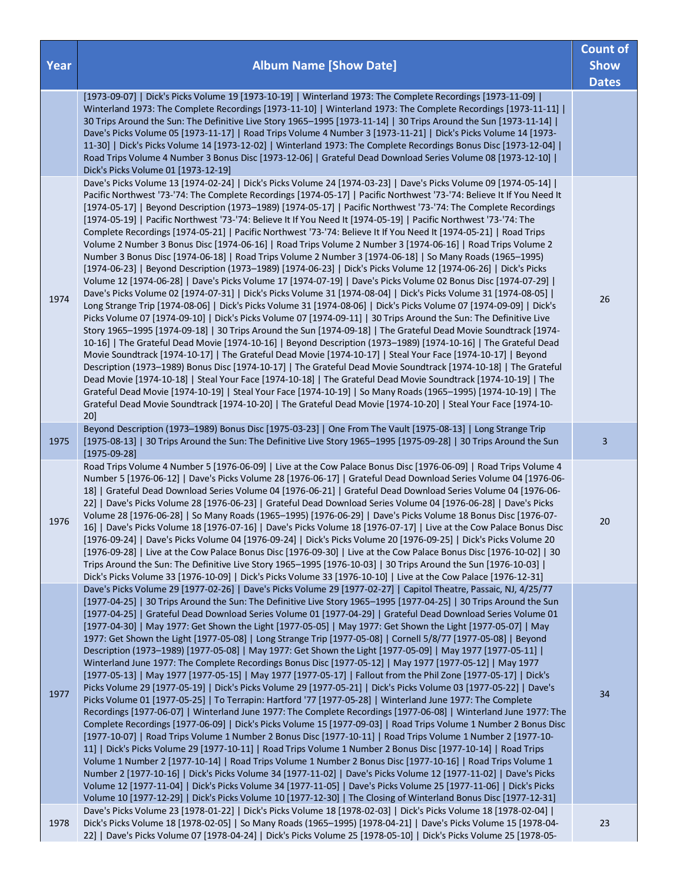| Year | Album Name [Show Date] | Count of Show Dates |
|---|---|---|
| | [1973-09-07] \| Dick's Picks Volume 19 [1973-10-19] \| Winterland 1973: The Complete Recordings [1973-11-09] \| Winterland 1973: The Complete Recordings [1973-11-10] \| Winterland 1973: The Complete Recordings [1973-11-11] \| 30 Trips Around the Sun: The Definitive Live Story 1965–1995 [1973-11-14] \| 30 Trips Around the Sun [1973-11-14] \| Dave's Picks Volume 05 [1973-11-17] \| Road Trips Volume 4 Number 3 [1973-11-21] \| Dick's Picks Volume 14 [1973-11-30] \| Dick's Picks Volume 14 [1973-12-02] \| Winterland 1973: The Complete Recordings Bonus Disc [1973-12-04] \| Road Trips Volume 4 Number 3 Bonus Disc [1973-12-06] \| Grateful Dead Download Series Volume 08 [1973-12-10] \| Dick's Picks Volume 01 [1973-12-19] | |
| 1974 | Dave's Picks Volume 13 [1974-02-24] \| Dick's Picks Volume 24 [1974-03-23] \| Dave's Picks Volume 09 [1974-05-14] \| Pacific Northwest '73-'74: The Complete Recordings [1974-05-17] \| Pacific Northwest '73-'74: Believe It If You Need It [1974-05-17] \| Beyond Description (1973–1989) [1974-05-17] \| Pacific Northwest '73-'74: The Complete Recordings [1974-05-19] \| Pacific Northwest '73-'74: Believe It If You Need It [1974-05-19] \| Pacific Northwest '73-'74: The Complete Recordings [1974-05-21] \| Pacific Northwest '73-'74: Believe It If You Need It [1974-05-21] \| Road Trips Volume 2 Number 3 Bonus Disc [1974-06-16] \| Road Trips Volume 2 Number 3 [1974-06-16] \| Road Trips Volume 2 Number 3 Bonus Disc [1974-06-18] \| Road Trips Volume 2 Number 3 [1974-06-18] \| So Many Roads (1965–1995) [1974-06-23] \| Beyond Description (1973–1989) [1974-06-23] \| Dick's Picks Volume 12 [1974-06-26] \| Dick's Picks Volume 12 [1974-06-28] \| Dave's Picks Volume 17 [1974-07-19] \| Dave's Picks Volume 02 Bonus Disc [1974-07-29] \| Dave's Picks Volume 02 [1974-07-31] \| Dick's Picks Volume 31 [1974-08-04] \| Dick's Picks Volume 31 [1974-08-05] \| Long Strange Trip [1974-08-06] \| Dick's Picks Volume 31 [1974-08-06] \| Dick's Picks Volume 07 [1974-09-09] \| Dick's Picks Volume 07 [1974-09-10] \| Dick's Picks Volume 07 [1974-09-11] \| 30 Trips Around the Sun: The Definitive Live Story 1965–1995 [1974-09-18] \| 30 Trips Around the Sun [1974-09-18] \| The Grateful Dead Movie Soundtrack [1974-10-16] \| The Grateful Dead Movie [1974-10-16] \| Beyond Description (1973–1989) [1974-10-16] \| The Grateful Dead Movie Soundtrack [1974-10-17] \| The Grateful Dead Movie [1974-10-17] \| Steal Your Face [1974-10-17] \| Beyond Description (1973–1989) Bonus Disc [1974-10-17] \| The Grateful Dead Movie Soundtrack [1974-10-18] \| The Grateful Dead Movie [1974-10-18] \| Steal Your Face [1974-10-18] \| The Grateful Dead Movie Soundtrack [1974-10-19] \| The Grateful Dead Movie [1974-10-19] \| Steal Your Face [1974-10-19] \| So Many Roads (1965–1995) [1974-10-19] \| The Grateful Dead Movie Soundtrack [1974-10-20] \| The Grateful Dead Movie [1974-10-20] \| Steal Your Face [1974-10-20] | 26 |
| 1975 | Beyond Description (1973–1989) Bonus Disc [1975-03-23] \| One From The Vault [1975-08-13] \| Long Strange Trip [1975-08-13] \| 30 Trips Around the Sun: The Definitive Live Story 1965–1995 [1975-09-28] \| 30 Trips Around the Sun [1975-09-28] | 3 |
| 1976 | Road Trips Volume 4 Number 5 [1976-06-09] \| Live at the Cow Palace Bonus Disc [1976-06-09] \| Road Trips Volume 4 Number 5 [1976-06-12] \| Dave's Picks Volume 28 [1976-06-17] \| Grateful Dead Download Series Volume 04 [1976-06-18] \| Grateful Dead Download Series Volume 04 [1976-06-21] \| Grateful Dead Download Series Volume 04 [1976-06-22] \| Dave's Picks Volume 28 [1976-06-23] \| Grateful Dead Download Series Volume 04 [1976-06-28] \| Dave's Picks Volume 28 [1976-06-28] \| So Many Roads (1965–1995) [1976-06-29] \| Dave's Picks Volume 18 Bonus Disc [1976-07-16] \| Dave's Picks Volume 18 [1976-07-16] \| Dave's Picks Volume 18 [1976-07-17] \| Live at the Cow Palace Bonus Disc [1976-09-24] \| Dave's Picks Volume 04 [1976-09-24] \| Dick's Picks Volume 20 [1976-09-25] \| Dick's Picks Volume 20 [1976-09-28] \| Live at the Cow Palace Bonus Disc [1976-09-30] \| Live at the Cow Palace Bonus Disc [1976-10-02] \| 30 Trips Around the Sun: The Definitive Live Story 1965–1995 [1976-10-03] \| 30 Trips Around the Sun [1976-10-03] \| Dick's Picks Volume 33 [1976-10-09] \| Dick's Picks Volume 33 [1976-10-10] \| Live at the Cow Palace [1976-12-31] | 20 |
| 1977 | Dave's Picks Volume 29 [1977-02-26] \| Dave's Picks Volume 29 [1977-02-27] \| Capitol Theatre, Passaic, NJ, 4/25/77 [1977-04-25] \| 30 Trips Around the Sun: The Definitive Live Story 1965–1995 [1977-04-25] \| 30 Trips Around the Sun [1977-04-25] \| Grateful Dead Download Series Volume 01 [1977-04-29] \| Grateful Dead Download Series Volume 01 [1977-04-30] \| May 1977: Get Shown the Light [1977-05-05] \| May 1977: Get Shown the Light [1977-05-07] \| May 1977: Get Shown the Light [1977-05-08] \| Long Strange Trip [1977-05-08] \| Cornell 5/8/77 [1977-05-08] \| Beyond Description (1973–1989) [1977-05-08] \| May 1977: Get Shown the Light [1977-05-09] \| May 1977 [1977-05-11] \| Winterland June 1977: The Complete Recordings Bonus Disc [1977-05-12] \| May 1977 [1977-05-12] \| May 1977 [1977-05-13] \| May 1977 [1977-05-15] \| May 1977 [1977-05-17] \| Fallout from the Phil Zone [1977-05-17] \| Dick's Picks Volume 29 [1977-05-19] \| Dick's Picks Volume 29 [1977-05-21] \| Dick's Picks Volume 03 [1977-05-22] \| Dave's Picks Volume 01 [1977-05-25] \| To Terrapin: Hartford '77 [1977-05-28] \| Winterland June 1977: The Complete Recordings [1977-06-07] \| Winterland June 1977: The Complete Recordings [1977-06-08] \| Winterland June 1977: The Complete Recordings [1977-06-09] \| Dick's Picks Volume 15 [1977-09-03] \| Road Trips Volume 1 Number 2 Bonus Disc [1977-10-07] \| Road Trips Volume 1 Number 2 Bonus Disc [1977-10-11] \| Road Trips Volume 1 Number 2 [1977-10-11] \| Dick's Picks Volume 29 [1977-10-11] \| Road Trips Volume 1 Number 2 Bonus Disc [1977-10-14] \| Road Trips Volume 1 Number 2 [1977-10-14] \| Road Trips Volume 1 Number 2 Bonus Disc [1977-10-16] \| Road Trips Volume 1 Number 2 [1977-10-16] \| Dick's Picks Volume 34 [1977-11-02] \| Dave's Picks Volume 12 [1977-11-02] \| Dave's Picks Volume 12 [1977-11-04] \| Dick's Picks Volume 34 [1977-11-05] \| Dave's Picks Volume 25 [1977-11-06] \| Dick's Picks Volume 10 [1977-12-29] \| Dick's Picks Volume 10 [1977-12-30] \| The Closing of Winterland Bonus Disc [1977-12-31] | 34 |
| 1978 | Dave's Picks Volume 23 [1978-01-22] \| Dick's Picks Volume 18 [1978-02-03] \| Dick's Picks Volume 18 [1978-02-04] \| Dick's Picks Volume 18 [1978-02-05] \| So Many Roads (1965–1995) [1978-04-21] \| Dave's Picks Volume 15 [1978-04-22] \| Dave's Picks Volume 07 [1978-04-24] \| Dick's Picks Volume 25 [1978-05-10] \| Dick's Picks Volume 25 [1978-05- | 23 |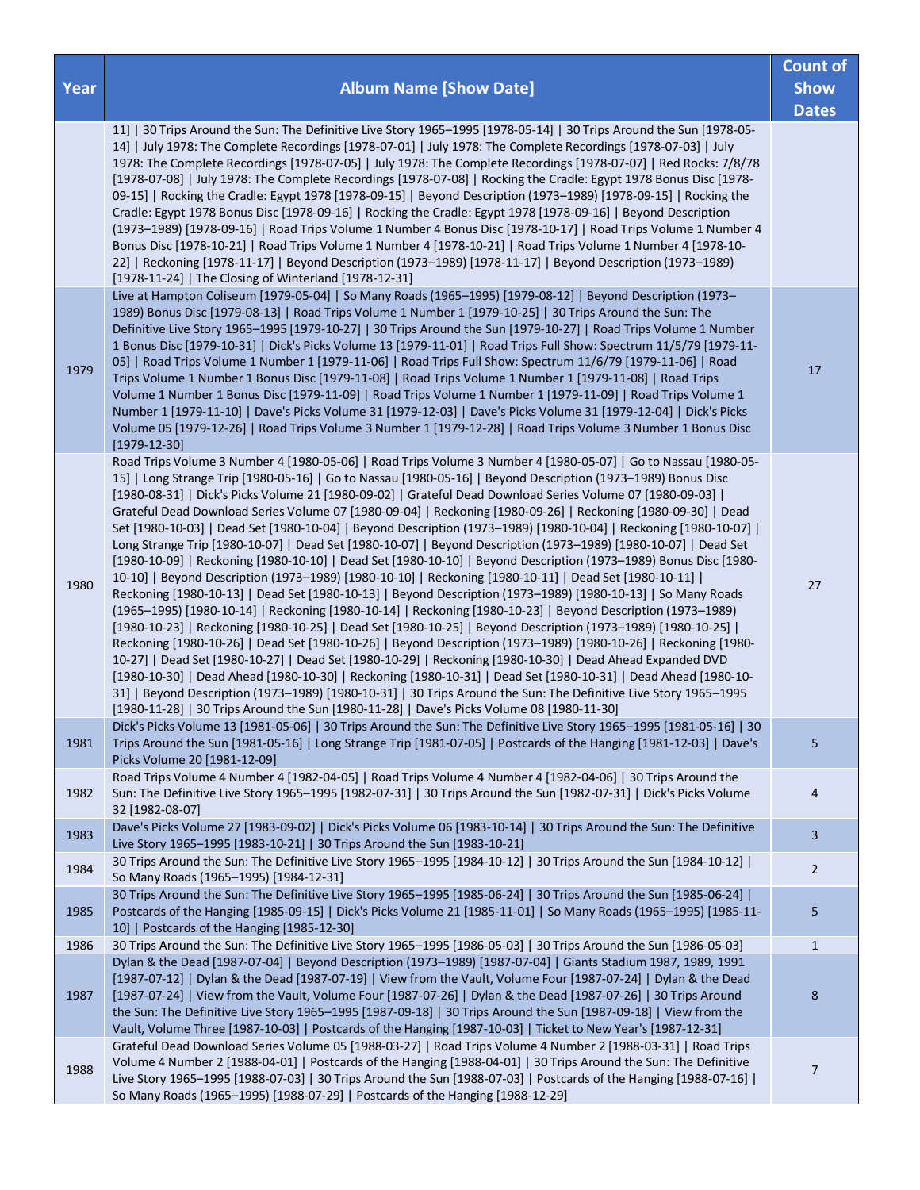| Year | Album Name [Show Date] | Count of Show Dates |
| --- | --- | --- |
| | 11] \| 30 Trips Around the Sun: The Definitive Live Story 1965–1995 [1978-05-14] \| 30 Trips Around the Sun [1978-05-14] \| July 1978: The Complete Recordings [1978-07-01] \| July 1978: The Complete Recordings [1978-07-03] \| July 1978: The Complete Recordings [1978-07-05] \| July 1978: The Complete Recordings [1978-07-07] \| Red Rocks: 7/8/78 [1978-07-08] \| July 1978: The Complete Recordings [1978-07-08] \| Rocking the Cradle: Egypt 1978 Bonus Disc [1978-09-15] \| Rocking the Cradle: Egypt 1978 [1978-09-15] \| Beyond Description (1973–1989) [1978-09-15] \| Rocking the Cradle: Egypt 1978 Bonus Disc [1978-09-16] \| Rocking the Cradle: Egypt 1978 [1978-09-16] \| Beyond Description (1973–1989) [1978-09-16] \| Road Trips Volume 1 Number 4 Bonus Disc [1978-10-17] \| Road Trips Volume 1 Number 4 Bonus Disc [1978-10-21] \| Road Trips Volume 1 Number 4 [1978-10-21] \| Road Trips Volume 1 Number 4 [1978-10-22] \| Reckoning [1978-11-17] \| Beyond Description (1973–1989) [1978-11-17] \| Beyond Description (1973–1989) [1978-11-24] \| The Closing of Winterland [1978-12-31] | |
| 1979 | Live at Hampton Coliseum [1979-05-04] \| So Many Roads (1965–1995) [1979-08-12] \| Beyond Description (1973–1989) Bonus Disc [1979-08-13] \| Road Trips Volume 1 Number 1 [1979-10-25] \| 30 Trips Around the Sun: The Definitive Live Story 1965–1995 [1979-10-27] \| 30 Trips Around the Sun [1979-10-27] \| Road Trips Volume 1 Number 1 Bonus Disc [1979-10-31] \| Dick's Picks Volume 13 [1979-11-01] \| Road Trips Full Show: Spectrum 11/5/79 [1979-11-05] \| Road Trips Volume 1 Number 1 [1979-11-06] \| Road Trips Full Show: Spectrum 11/6/79 [1979-11-06] \| Road Trips Volume 1 Number 1 Bonus Disc [1979-11-08] \| Road Trips Volume 1 Number 1 [1979-11-08] \| Road Trips Volume 1 Number 1 Bonus Disc [1979-11-09] \| Road Trips Volume 1 Number 1 [1979-11-09] \| Road Trips Volume 1 Number 1 [1979-11-10] \| Dave's Picks Volume 31 [1979-12-03] \| Dave's Picks Volume 31 [1979-12-04] \| Dick's Picks Volume 05 [1979-12-26] \| Road Trips Volume 3 Number 1 [1979-12-28] \| Road Trips Volume 3 Number 1 Bonus Disc [1979-12-30] | 17 |
| 1980 | Road Trips Volume 3 Number 4 [1980-05-06] \| Road Trips Volume 3 Number 4 [1980-05-07] \| Go to Nassau [1980-05-15] \| Long Strange Trip [1980-05-16] \| Go to Nassau [1980-05-16] \| Beyond Description (1973–1989) Bonus Disc [1980-08-31] \| Dick's Picks Volume 21 [1980-09-02] \| Grateful Dead Download Series Volume 07 [1980-09-03] \| Grateful Dead Download Series Volume 07 [1980-09-04] \| Reckoning [1980-09-26] \| Reckoning [1980-09-30] \| Dead Set [1980-10-03] \| Dead Set [1980-10-04] \| Beyond Description (1973–1989) [1980-10-04] \| Reckoning [1980-10-07] \| Long Strange Trip [1980-10-07] \| Dead Set [1980-10-07] \| Beyond Description (1973–1989) [1980-10-07] \| Dead Set [1980-10-09] \| Reckoning [1980-10-10] \| Dead Set [1980-10-10] \| Beyond Description (1973–1989) Bonus Disc [1980-10-10] \| Beyond Description (1973–1989) [1980-10-10] \| Reckoning [1980-10-11] \| Dead Set [1980-10-11] \| Reckoning [1980-10-13] \| Dead Set [1980-10-13] \| Beyond Description (1973–1989) [1980-10-13] \| So Many Roads (1965–1995) [1980-10-14] \| Reckoning [1980-10-14] \| Reckoning [1980-10-23] \| Beyond Description (1973–1989) [1980-10-23] \| Reckoning [1980-10-25] \| Dead Set [1980-10-25] \| Beyond Description (1973–1989) [1980-10-25] \| Reckoning [1980-10-26] \| Dead Set [1980-10-26] \| Beyond Description (1973–1989) [1980-10-26] \| Reckoning [1980-10-27] \| Dead Set [1980-10-27] \| Dead Set [1980-10-29] \| Reckoning [1980-10-30] \| Dead Ahead Expanded DVD [1980-10-30] \| Dead Ahead [1980-10-30] \| Reckoning [1980-10-31] \| Dead Set [1980-10-31] \| Dead Ahead [1980-10-31] \| Beyond Description (1973–1989) [1980-10-31] \| 30 Trips Around the Sun: The Definitive Live Story 1965–1995 [1980-11-28] \| 30 Trips Around the Sun [1980-11-28] \| Dave's Picks Volume 08 [1980-11-30] | 27 |
| 1981 | Dick's Picks Volume 13 [1981-05-06] \| 30 Trips Around the Sun: The Definitive Live Story 1965–1995 [1981-05-16] \| 30 Trips Around the Sun [1981-05-16] \| Long Strange Trip [1981-07-05] \| Postcards of the Hanging [1981-12-03] \| Dave's Picks Volume 20 [1981-12-09] | 5 |
| 1982 | Road Trips Volume 4 Number 4 [1982-04-05] \| Road Trips Volume 4 Number 4 [1982-04-06] \| 30 Trips Around the Sun: The Definitive Live Story 1965–1995 [1982-07-31] \| 30 Trips Around the Sun [1982-07-31] \| Dick's Picks Volume 32 [1982-08-07] | 4 |
| 1983 | Dave's Picks Volume 27 [1983-09-02] \| Dick's Picks Volume 06 [1983-10-14] \| 30 Trips Around the Sun: The Definitive Live Story 1965–1995 [1983-10-21] \| 30 Trips Around the Sun [1983-10-21] | 3 |
| 1984 | 30 Trips Around the Sun: The Definitive Live Story 1965–1995 [1984-10-12] \| 30 Trips Around the Sun [1984-10-12] \| So Many Roads (1965–1995) [1984-12-31] | 2 |
| 1985 | 30 Trips Around the Sun: The Definitive Live Story 1965–1995 [1985-06-24] \| 30 Trips Around the Sun [1985-06-24] \| Postcards of the Hanging [1985-09-15] \| Dick's Picks Volume 21 [1985-11-01] \| So Many Roads (1965–1995) [1985-11-10] \| Postcards of the Hanging [1985-12-30] | 5 |
| 1986 | 30 Trips Around the Sun: The Definitive Live Story 1965–1995 [1986-05-03] \| 30 Trips Around the Sun [1986-05-03] | 1 |
| 1987 | Dylan & the Dead [1987-07-04] \| Beyond Description (1973–1989) [1987-07-04] \| Giants Stadium 1987, 1989, 1991 [1987-07-12] \| Dylan & the Dead [1987-07-19] \| View from the Vault, Volume Four [1987-07-24] \| Dylan & the Dead [1987-07-24] \| View from the Vault, Volume Four [1987-07-26] \| Dylan & the Dead [1987-07-26] \| 30 Trips Around the Sun: The Definitive Live Story 1965–1995 [1987-09-18] \| 30 Trips Around the Sun [1987-09-18] \| View from the Vault, Volume Three [1987-10-03] \| Postcards of the Hanging [1987-10-03] \| Ticket to New Year's [1987-12-31] | 8 |
| 1988 | Grateful Dead Download Series Volume 05 [1988-03-27] \| Road Trips Volume 4 Number 2 [1988-03-31] \| Road Trips Volume 4 Number 2 [1988-04-01] \| Postcards of the Hanging [1988-04-01] \| 30 Trips Around the Sun: The Definitive Live Story 1965–1995 [1988-07-03] \| 30 Trips Around the Sun [1988-07-03] \| Postcards of the Hanging [1988-07-16] \| So Many Roads (1965–1995) [1988-07-29] \| Postcards of the Hanging [1988-12-29] | 7 |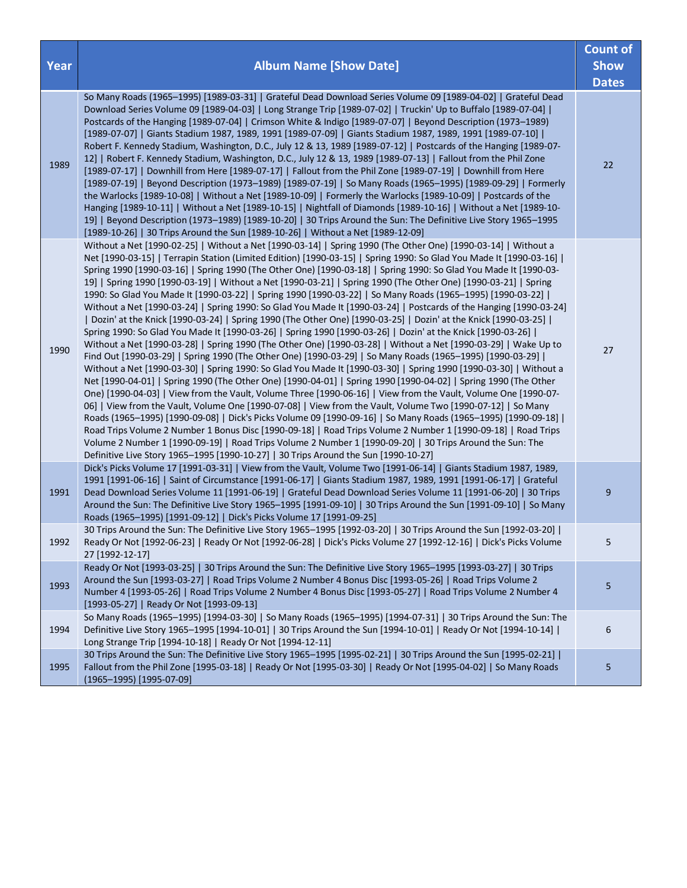| Year | Album Name [Show Date] | Count of Show Dates |
|---|---|---|
| 1989 | So Many Roads (1965–1995) [1989-03-31] \| Grateful Dead Download Series Volume 09 [1989-04-02] \| Grateful Dead Download Series Volume 09 [1989-04-03] \| Long Strange Trip [1989-07-02] \| Truckin' Up to Buffalo [1989-07-04] \| Postcards of the Hanging [1989-07-04] \| Crimson White & Indigo [1989-07-07] \| Beyond Description (1973–1989) [1989-07-07] \| Giants Stadium 1987, 1989, 1991 [1989-07-09] \| Giants Stadium 1987, 1989, 1991 [1989-07-10] \| Robert F. Kennedy Stadium, Washington, D.C., July 12 & 13, 1989 [1989-07-12] \| Postcards of the Hanging [1989-07-12] \| Robert F. Kennedy Stadium, Washington, D.C., July 12 & 13, 1989 [1989-07-13] \| Fallout from the Phil Zone [1989-07-17] \| Downhill from Here [1989-07-17] \| Fallout from the Phil Zone [1989-07-19] \| Downhill from Here [1989-07-19] \| Beyond Description (1973–1989) [1989-07-19] \| So Many Roads (1965–1995) [1989-09-29] \| Formerly the Warlocks [1989-10-08] \| Without a Net [1989-10-09] \| Formerly the Warlocks [1989-10-09] \| Postcards of the Hanging [1989-10-11] \| Without a Net [1989-10-15] \| Nightfall of Diamonds [1989-10-16] \| Without a Net [1989-10-19] \| Beyond Description (1973–1989) [1989-10-20] \| 30 Trips Around the Sun: The Definitive Live Story 1965–1995 [1989-10-26] \| 30 Trips Around the Sun [1989-10-26] \| Without a Net [1989-12-09] | 22 |
| 1990 | Without a Net [1990-02-25] \| Without a Net [1990-03-14] \| Spring 1990 (The Other One) [1990-03-14] \| Without a Net [1990-03-15] \| Terrapin Station (Limited Edition) [1990-03-15] \| Spring 1990: So Glad You Made It [1990-03-16] \| Spring 1990 [1990-03-16] \| Spring 1990 (The Other One) [1990-03-18] \| Spring 1990: So Glad You Made It [1990-03-19] \| Spring 1990 [1990-03-19] \| Without a Net [1990-03-21] \| Spring 1990 (The Other One) [1990-03-21] \| Spring 1990: So Glad You Made It [1990-03-22] \| Spring 1990 [1990-03-22] \| So Many Roads (1965–1995) [1990-03-22] \| Without a Net [1990-03-24] \| Spring 1990: So Glad You Made It [1990-03-24] \| Postcards of the Hanging [1990-03-24] \| Dozin' at the Knick [1990-03-24] \| Spring 1990 (The Other One) [1990-03-25] \| Dozin' at the Knick [1990-03-25] \| Spring 1990: So Glad You Made It [1990-03-26] \| Spring 1990 [1990-03-26] \| Dozin' at the Knick [1990-03-26] \| Without a Net [1990-03-28] \| Spring 1990 (The Other One) [1990-03-28] \| Without a Net [1990-03-29] \| Wake Up to Find Out [1990-03-29] \| Spring 1990 (The Other One) [1990-03-29] \| So Many Roads (1965–1995) [1990-03-29] \| Without a Net [1990-03-30] \| Spring 1990: So Glad You Made It [1990-03-30] \| Spring 1990 [1990-03-30] \| Without a Net [1990-04-01] \| Spring 1990 (The Other One) [1990-04-01] \| Spring 1990 [1990-04-02] \| Spring 1990 (The Other One) [1990-04-03] \| View from the Vault, Volume Three [1990-06-16] \| View from the Vault, Volume One [1990-07-06] \| View from the Vault, Volume One [1990-07-08] \| View from the Vault, Volume Two [1990-07-12] \| So Many Roads (1965–1995) [1990-09-08] \| Dick's Picks Volume 09 [1990-09-16] \| So Many Roads (1965–1995) [1990-09-18] \| Road Trips Volume 2 Number 1 Bonus Disc [1990-09-18] \| Road Trips Volume 2 Number 1 [1990-09-18] \| Road Trips Volume 2 Number 1 [1990-09-19] \| Road Trips Volume 2 Number 1 [1990-09-20] \| 30 Trips Around the Sun: The Definitive Live Story 1965–1995 [1990-10-27] \| 30 Trips Around the Sun [1990-10-27] | 27 |
| 1991 | Dick's Picks Volume 17 [1991-03-31] \| View from the Vault, Volume Two [1991-06-14] \| Giants Stadium 1987, 1989, 1991 [1991-06-16] \| Saint of Circumstance [1991-06-17] \| Giants Stadium 1987, 1989, 1991 [1991-06-17] \| Grateful Dead Download Series Volume 11 [1991-06-19] \| Grateful Dead Download Series Volume 11 [1991-06-20] \| 30 Trips Around the Sun: The Definitive Live Story 1965–1995 [1991-09-10] \| 30 Trips Around the Sun [1991-09-10] \| So Many Roads (1965–1995) [1991-09-12] \| Dick's Picks Volume 17 [1991-09-25] | 9 |
| 1992 | 30 Trips Around the Sun: The Definitive Live Story 1965–1995 [1992-03-20] \| 30 Trips Around the Sun [1992-03-20] \| Ready Or Not [1992-06-23] \| Ready Or Not [1992-06-28] \| Dick's Picks Volume 27 [1992-12-16] \| Dick's Picks Volume 27 [1992-12-17] | 5 |
| 1993 | Ready Or Not [1993-03-25] \| 30 Trips Around the Sun: The Definitive Live Story 1965–1995 [1993-03-27] \| 30 Trips Around the Sun [1993-03-27] \| Road Trips Volume 2 Number 4 Bonus Disc [1993-05-26] \| Road Trips Volume 2 Number 4 [1993-05-26] \| Road Trips Volume 2 Number 4 Bonus Disc [1993-05-27] \| Road Trips Volume 2 Number 4 [1993-05-27] \| Ready Or Not [1993-09-13] | 5 |
| 1994 | So Many Roads (1965–1995) [1994-03-30] \| So Many Roads (1965–1995) [1994-07-31] \| 30 Trips Around the Sun: The Definitive Live Story 1965–1995 [1994-10-01] \| 30 Trips Around the Sun [1994-10-01] \| Ready Or Not [1994-10-14] \| Long Strange Trip [1994-10-18] \| Ready Or Not [1994-12-11] | 6 |
| 1995 | 30 Trips Around the Sun: The Definitive Live Story 1965–1995 [1995-02-21] \| 30 Trips Around the Sun [1995-02-21] \| Fallout from the Phil Zone [1995-03-18] \| Ready Or Not [1995-03-30] \| Ready Or Not [1995-04-02] \| So Many Roads (1965–1995) [1995-07-09] | 5 |